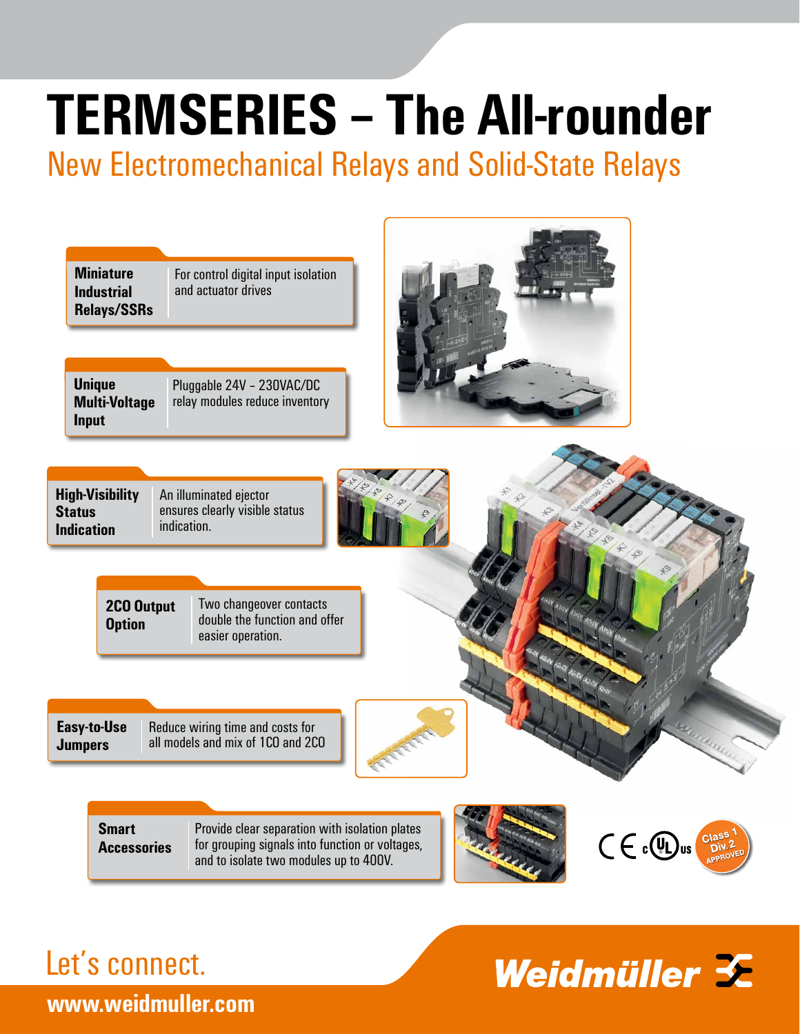# TERMSERIES – The All-rounder

## New Electromechanical Relays and Solid-State Relays

| | |
|---|---|
| **Miniature Industrial Relays/SSRs** | For control digital input isolation and actuator drives |
| **Unique Multi-Voltage Input** | Pluggable 24V – 230VAC/DC relay modules reduce inventory |
| **High-Visibility Status Indication** | An illuminated ejector ensures clearly visible status indication. |
| **2CO Output Option** | Two changeover contacts double the function and offer easier operation. |
| **Easy-to-Use Jumpers** | Reduce wiring time and costs for all models and mix of 1CO and 2CO |
| **Smart Accessories** | Provide clear separation with isolation plates for grouping signals into function or voltages, and to isolate two modules up to 400V. |

Class 1 Div. 2 APPROVED

Let's connect.

www.weidmuller.com

Weidmüller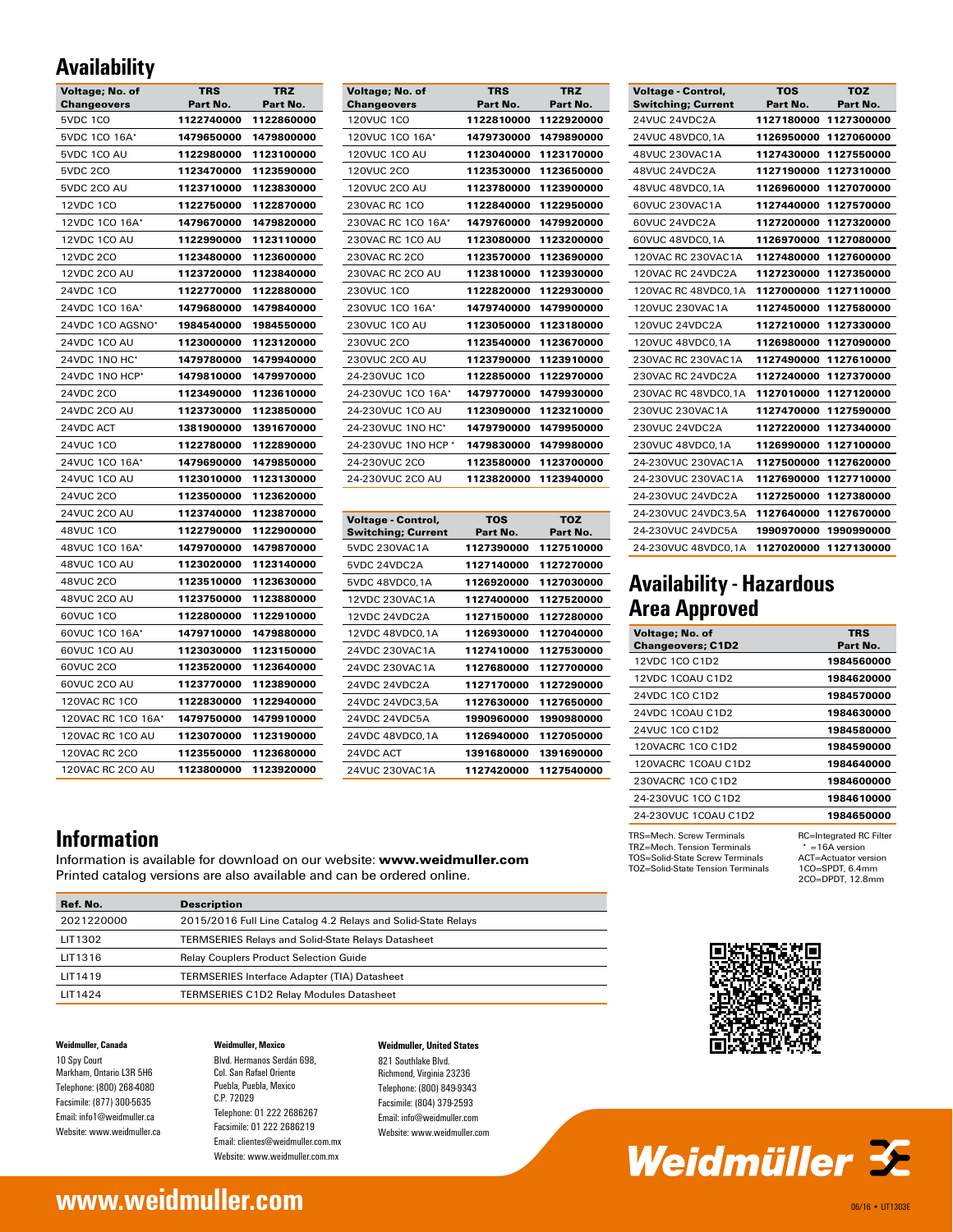## Availability

| Voltage; No. of Changeovers | TRS Part No. | TRZ Part No. |
|---|---|---|
| 5VDC 1CO | 1122740000 | 1122860000 |
| 5VDC 1CO 16A* | 1479650000 | 1479800000 |
| 5VDC 1CO AU | 1122980000 | 1123100000 |
| 5VDC 2CO | 1123470000 | 1123590000 |
| 5VDC 2CO AU | 1123710000 | 1123830000 |
| 12VDC 1CO | 1122750000 | 1122870000 |
| 12VDC 1CO 16A* | 1479670000 | 1479820000 |
| 12VDC 1CO AU | 1122990000 | 1123110000 |
| 12VDC 2CO | 1123480000 | 1123600000 |
| 12VDC 2CO AU | 1123720000 | 1123840000 |
| 24VDC 1CO | 1122770000 | 1122880000 |
| 24VDC 1CO 16A* | 1479680000 | 1479840000 |
| 24VDC 1CO AGSNO* | 1984540000 | 1984550000 |
| 24VDC 1CO AU | 1123000000 | 1123120000 |
| 24VDC 1NO HC* | 1479780000 | 1479940000 |
| 24VDC 1NO HCP* | 1479810000 | 1479970000 |
| 24VDC 2CO | 1123490000 | 1123610000 |
| 24VDC 2CO AU | 1123730000 | 1123850000 |
| 24VDC ACT | 1381900000 | 1391670000 |
| 24VUC 1CO | 1122780000 | 1122890000 |
| 24VUC 1CO 16A* | 1479690000 | 1479850000 |
| 24VUC 1CO AU | 1123010000 | 1123130000 |
| 24VUC 2CO | 1123500000 | 1123620000 |
| 24VUC 2CO AU | 1123740000 | 1123870000 |
| 48VUC 1CO | 1122790000 | 1122900000 |
| 48VUC 1CO 16A* | 1479700000 | 1479870000 |
| 48VUC 1CO AU | 1123020000 | 1123140000 |
| 48VUC 2CO | 1123510000 | 1123630000 |
| 48VUC 2CO AU | 1123750000 | 1123880000 |
| 60VUC 1CO | 1122800000 | 1122910000 |
| 60VUC 1CO 16A* | 1479710000 | 1479880000 |
| 60VUC 1CO AU | 1123030000 | 1123150000 |
| 60VUC 2CO | 1123520000 | 1123640000 |
| 60VUC 2CO AU | 1123770000 | 1123890000 |
| 120VAC RC 1CO | 1122830000 | 1122940000 |
| 120VAC RC 1CO 16A* | 1479750000 | 1479910000 |
| 120VAC RC 1CO AU | 1123070000 | 1123190000 |
| 120VAC RC 2CO | 1123550000 | 1123680000 |
| 120VAC RC 2CO AU | 1123800000 | 1123920000 |
| 120VUC 1CO | 1122810000 | 1122920000 |
| 120VUC 1CO 16A* | 1479730000 | 1479890000 |
| 120VUC 1CO AU | 1123040000 | 1123170000 |
| 120VUC 2CO | 1123530000 | 1123650000 |
| 120VUC 2CO AU | 1123780000 | 1123900000 |
| 230VAC RC 1CO | 1122840000 | 1122950000 |
| 230VAC RC 1CO 16A* | 1479760000 | 1479920000 |
| 230VAC RC 1CO AU | 1123080000 | 1123200000 |
| 230VAC RC 2CO | 1123570000 | 1123690000 |
| 230VAC RC 2CO AU | 1123810000 | 1123930000 |
| 230VUC 1CO | 1122820000 | 1122930000 |
| 230VUC 1CO 16A* | 1479740000 | 1479900000 |
| 230VUC 1CO AU | 1123050000 | 1123180000 |
| 230VUC 2CO | 1123540000 | 1123670000 |
| 230VUC 2CO AU | 1123790000 | 1123910000 |
| 24-230VUC 1CO | 1122850000 | 1122970000 |
| 24-230VUC 1CO 16A* | 1479770000 | 1479930000 |
| 24-230VUC 1CO AU | 1123090000 | 1123210000 |
| 24-230VUC 1NO HC* | 1479790000 | 1479950000 |
| 24-230VUC 1NO HCP * | 1479830000 | 1479980000 |
| 24-230VUC 2CO | 1123580000 | 1123700000 |
| 24-230VUC 2CO AU | 1123820000 | 1123940000 |

| Voltage - Control, Switching; Current | TOS Part No. | TOZ Part No. |
|---|---|---|
| 5VDC 230VAC1A | 1127390000 | 1127510000 |
| 5VDC 24VDC2A | 1127140000 | 1127270000 |
| 5VDC 48VDC0,1A | 1126920000 | 1127030000 |
| 12VDC 230VAC1A | 1127400000 | 1127520000 |
| 12VDC 24VDC2A | 1127150000 | 1127280000 |
| 12VDC 48VDC0,1A | 1126930000 | 1127040000 |
| 24VDC 230VAC1A | 1127410000 | 1127530000 |
| 24VDC 230VAC1A | 1127680000 | 1127700000 |
| 24VDC 24VDC2A | 1127170000 | 1127290000 |
| 24VDC 24VDC3,5A | 1127630000 | 1127650000 |
| 24VDC 24VDC5A | 1990960000 | 1990980000 |
| 24VDC 48VDC0,1A | 1126940000 | 1127050000 |
| 24VDC ACT | 1391680000 | 1391690000 |
| 24VUC 230VAC1A | 1127420000 | 1127540000 |
| 24VUC 24VDC2A | 1127180000 | 1127300000 |
| 24VUC 48VDC0,1A | 1126950000 | 1127060000 |
| 48VUC 230VAC1A | 1127430000 | 1127550000 |
| 48VUC 24VDC2A | 1127190000 | 1127310000 |
| 48VUC 48VDC0,1A | 1126960000 | 1127070000 |
| 60VUC 230VAC1A | 1127440000 | 1127570000 |
| 60VUC 24VDC2A | 1127200000 | 1127320000 |
| 60VUC 48VDC0,1A | 1126970000 | 1127080000 |
| 120VAC RC 230VAC1A | 1127480000 | 1127600000 |
| 120VAC RC 24VDC2A | 1127230000 | 1127350000 |
| 120VAC RC 48VDC0,1A | 1127000000 | 1127110000 |
| 120VUC 230VAC1A | 1127450000 | 1127580000 |
| 120VUC 24VDC2A | 1127210000 | 1127330000 |
| 120VUC 48VDC0,1A | 1126980000 | 1127090000 |
| 230VAC RC 230VAC1A | 1127490000 | 1127610000 |
| 230VAC RC 24VDC2A | 1127240000 | 1127370000 |
| 230VAC RC 48VDC0,1A | 1127010000 | 1127120000 |
| 230VUC 230VAC1A | 1127470000 | 1127590000 |
| 230VUC 24VDC2A | 1127220000 | 1127340000 |
| 230VUC 48VDC0,1A | 1126990000 | 1127100000 |
| 24-230VUC 230VAC1A | 1127500000 | 1127620000 |
| 24-230VUC 230VAC1A | 1127690000 | 1127710000 |
| 24-230VUC 24VDC2A | 1127250000 | 1127380000 |
| 24-230VUC 24VDC3,5A | 1127640000 | 1127670000 |
| 24-230VUC 24VDC5A | 1990970000 | 1990990000 |
| 24-230VUC 48VDC0,1A | 1127020000 | 1127130000 |

## Availability - Hazardous Area Approved

| Voltage; No. of Changeovers; C1D2 | TRS Part No. |
|---|---|
| 12VDC 1CO C1D2 | 1984560000 |
| 12VDC 1COAU C1D2 | 1984620000 |
| 24VDC 1CO C1D2 | 1984570000 |
| 24VDC 1COAU C1D2 | 1984630000 |
| 24VUC 1CO C1D2 | 1984580000 |
| 120VACRC 1CO C1D2 | 1984590000 |
| 120VACRC 1COAU C1D2 | 1984640000 |
| 230VACRC 1CO C1D2 | 1984600000 |
| 24-230VUC 1CO C1D2 | 1984610000 |
| 24-230VUC 1COAU C1D2 | 1984650000 |

TRS=Mech. Screw Terminals
TRZ=Mech. Tension Terminals
TOS=Solid-State Screw Terminals
TOZ=Solid-State Tension Terminals

RC=Integrated RC Filter
* =16A version
ACT=Actuator version
1CO=SPDT, 6.4mm
2CO=DPDT, 12.8mm

## Information

Information is available for download on our website: **www.weidmuller.com**
Printed catalog versions are also available and can be ordered online.

| Ref. No. | Description |
|---|---|
| 2021220000 | 2015/2016 Full Line Catalog 4.2 Relays and Solid-State Relays |
| LIT1302 | TERMSERIES Relays and Solid-State Relays Datasheet |
| LIT1316 | Relay Couplers Product Selection Guide |
| LIT1419 | TERMSERIES Interface Adapter (TIA) Datasheet |
| LIT1424 | TERMSERIES C1D2 Relay Modules Datasheet |

**Weidmuller, Canada**
10 Spy Court
Markham, Ontario L3R 5H6
Telephone: (800) 268-4080
Facsimile: (877) 300-5635
Email: info1@weidmuller.ca
Website: www.weidmuller.ca

**Weidmuller, Mexico**
Blvd. Hermanos Serdán 698,
Col. San Rafael Oriente
Puebla, Puebla, Mexico
C.P. 72029
Telephone: 01 222 2686267
Facsimile: 01 222 2686219
Email: clientes@weidmuller.com.mx
Website: www.weidmuller.com.mx

**Weidmuller, United States**
821 Southlake Blvd.
Richmond, Virginia 23236
Telephone: (800) 849-9343
Facsimile: (804) 379-2593
Email: info@weidmuller.com
Website: www.weidmuller.com

Weidmüller

**www.weidmuller.com**

06/16 • LIT1303E